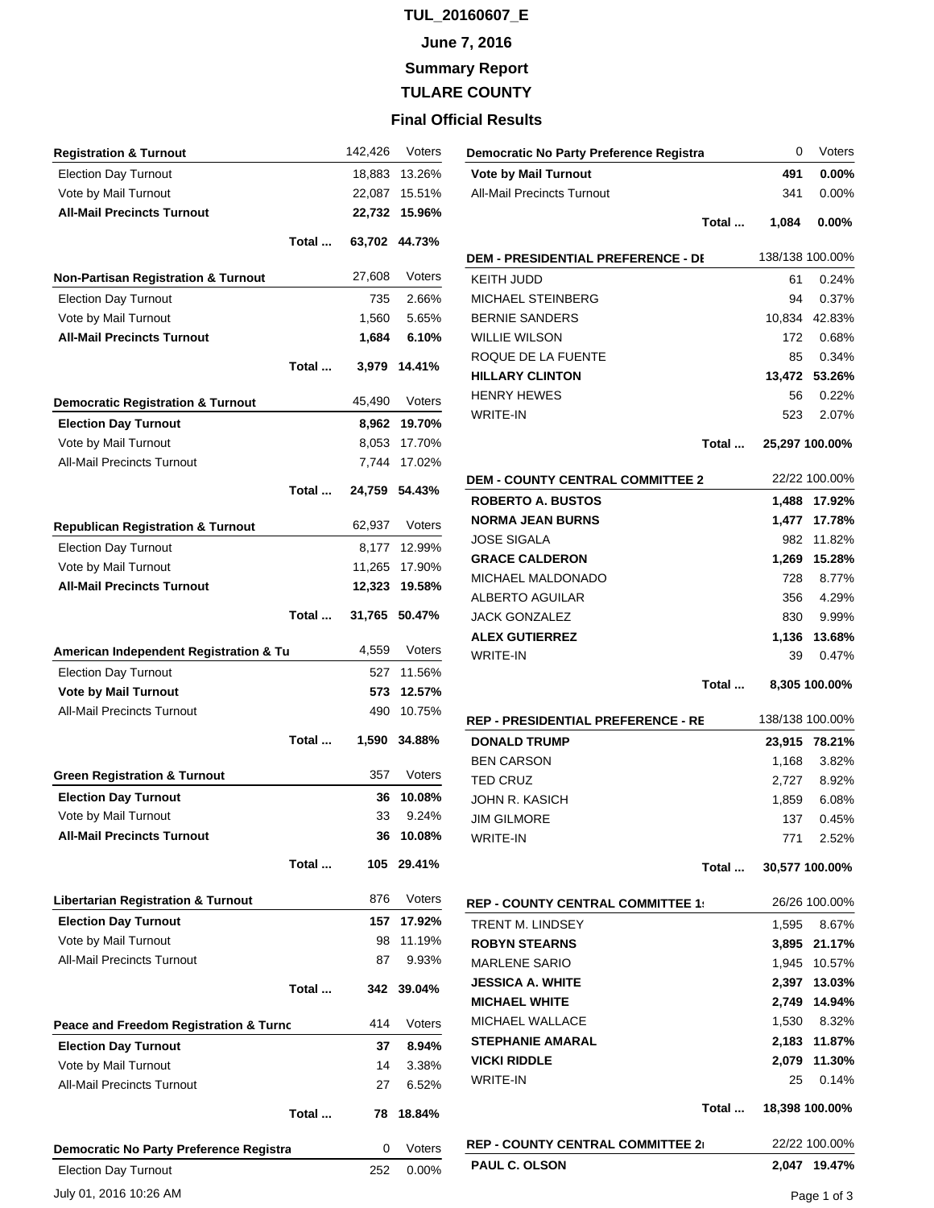# TUL_20160607_E

## June 7, 2016

## Summary Report

## TULARE COUNTY

## Final Official Results

| Registration & Turnout | 142,426 | Voters |
|---|---|---|
| Election Day Turnout | 18,883 | 13.26% |
| Vote by Mail Turnout | 22,087 | 15.51% |
| **All-Mail Precincts Turnout** | **22,732** | **15.96%** |
| **Total ...** | **63,702** | **44.73%** |

| Non-Partisan Registration & Turnout | 27,608 | Voters |
|---|---|---|
| Election Day Turnout | 735 | 2.66% |
| Vote by Mail Turnout | 1,560 | 5.65% |
| **All-Mail Precincts Turnout** | **1,684** | **6.10%** |
| **Total ...** | **3,979** | **14.41%** |

| Democratic Registration & Turnout | 45,490 | Voters |
|---|---|---|
| **Election Day Turnout** | **8,962** | **19.70%** |
| Vote by Mail Turnout | 8,053 | 17.70% |
| All-Mail Precincts Turnout | 7,744 | 17.02% |
| **Total ...** | **24,759** | **54.43%** |

| Republican Registration & Turnout | 62,937 | Voters |
|---|---|---|
| Election Day Turnout | 8,177 | 12.99% |
| Vote by Mail Turnout | 11,265 | 17.90% |
| **All-Mail Precincts Turnout** | **12,323** | **19.58%** |
| **Total ...** | **31,765** | **50.47%** |

| American Independent Registration & Tu | 4,559 | Voters |
|---|---|---|
| Election Day Turnout | 527 | 11.56% |
| **Vote by Mail Turnout** | **573** | **12.57%** |
| All-Mail Precincts Turnout | 490 | 10.75% |
| **Total ...** | **1,590** | **34.88%** |

| Green Registration & Turnout | 357 | Voters |
|---|---|---|
| **Election Day Turnout** | **36** | **10.08%** |
| Vote by Mail Turnout | 33 | 9.24% |
| **All-Mail Precincts Turnout** | **36** | **10.08%** |
| **Total ...** | **105** | **29.41%** |

| Libertarian Registration & Turnout | 876 | Voters |
|---|---|---|
| **Election Day Turnout** | **157** | **17.92%** |
| Vote by Mail Turnout | 98 | 11.19% |
| All-Mail Precincts Turnout | 87 | 9.93% |
| **Total ...** | **342** | **39.04%** |

| Peace and Freedom Registration & Turnc | 414 | Voters |
|---|---|---|
| **Election Day Turnout** | **37** | **8.94%** |
| Vote by Mail Turnout | 14 | 3.38% |
| All-Mail Precincts Turnout | 27 | 6.52% |
| **Total ...** | **78** | **18.84%** |

| Democratic No Party Preference Registra | 0 | Voters |
|---|---|---|
| Election Day Turnout | 252 | 0.00% |
| **Vote by Mail Turnout** | **491** | **0.00%** |
| All-Mail Precincts Turnout | 341 | 0.00% |
| **Total ...** | **1,084** | **0.00%** |

| DEM - PRESIDENTIAL PREFERENCE - DE | 138/138 | 100.00% |
|---|---|---|
| KEITH JUDD | 61 | 0.24% |
| MICHAEL STEINBERG | 94 | 0.37% |
| BERNIE SANDERS | 10,834 | 42.83% |
| WILLIE WILSON | 172 | 0.68% |
| ROQUE DE LA FUENTE | 85 | 0.34% |
| **HILLARY CLINTON** | **13,472** | **53.26%** |
| HENRY HEWES | 56 | 0.22% |
| WRITE-IN | 523 | 2.07% |
| **Total ...** | **25,297** | **100.00%** |

| DEM - COUNTY CENTRAL COMMITTEE 2 | 22/22 | 100.00% |
|---|---|---|
| **ROBERTO A. BUSTOS** | **1,488** | **17.92%** |
| **NORMA JEAN BURNS** | **1,477** | **17.78%** |
| JOSE SIGALA | 982 | 11.82% |
| **GRACE CALDERON** | **1,269** | **15.28%** |
| MICHAEL MALDONADO | 728 | 8.77% |
| ALBERTO AGUILAR | 356 | 4.29% |
| JACK GONZALEZ | 830 | 9.99% |
| **ALEX GUTIERREZ** | **1,136** | **13.68%** |
| WRITE-IN | 39 | 0.47% |
| **Total ...** | **8,305** | **100.00%** |

| REP - PRESIDENTIAL PREFERENCE - RE | 138/138 | 100.00% |
|---|---|---|
| **DONALD TRUMP** | **23,915** | **78.21%** |
| BEN CARSON | 1,168 | 3.82% |
| TED CRUZ | 2,727 | 8.92% |
| JOHN R. KASICH | 1,859 | 6.08% |
| JIM GILMORE | 137 | 0.45% |
| WRITE-IN | 771 | 2.52% |
| **Total ...** | **30,577** | **100.00%** |

| REP - COUNTY CENTRAL COMMITTEE 1 | 26/26 | 100.00% |
|---|---|---|
| TRENT M. LINDSEY | 1,595 | 8.67% |
| **ROBYN STEARNS** | **3,895** | **21.17%** |
| MARLENE SARIO | 1,945 | 10.57% |
| **JESSICA A. WHITE** | **2,397** | **13.03%** |
| **MICHAEL WHITE** | **2,749** | **14.94%** |
| MICHAEL WALLACE | 1,530 | 8.32% |
| **STEPHANIE AMARAL** | **2,183** | **11.87%** |
| **VICKI RIDDLE** | **2,079** | **11.30%** |
| WRITE-IN | 25 | 0.14% |
| **Total ...** | **18,398** | **100.00%** |

| REP - COUNTY CENTRAL COMMITTEE 2 | 22/22 | 100.00% |
|---|---|---|
| **PAUL C. OLSON** | **2,047** | **19.47%** |

July 01, 2016 10:26 AM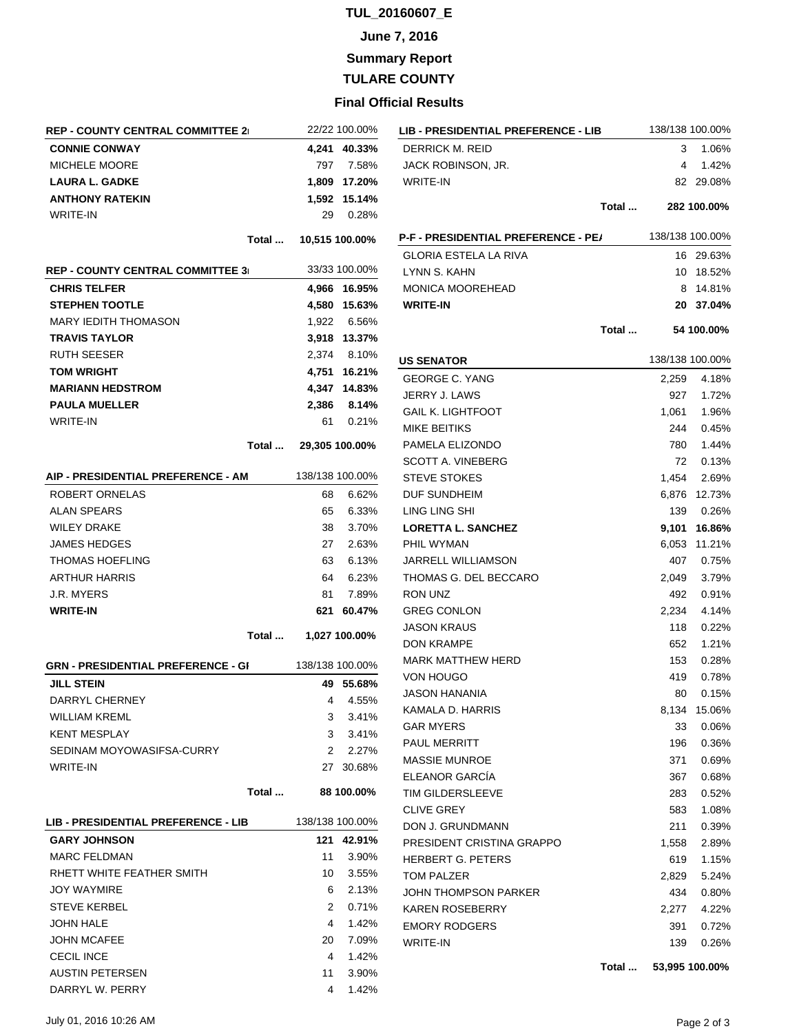# TUL_20160607_E

## June 7, 2016

## Summary Report

## TULARE COUNTY

## Final Official Results

| REP - COUNTY CENTRAL COMMITTEE 2 | 22/22 | 100.00% |
|---|---|---|
| **CONNIE CONWAY** | **4,241** | **40.33%** |
| MICHELE MOORE | 797 | 7.58% |
| **LAURA L. GADKE** | **1,809** | **17.20%** |
| **ANTHONY RATEKIN** | **1,592** | **15.14%** |
| WRITE-IN | 29 | 0.28% |
| **Total ...** | **10,515** | **100.00%** |

| REP - COUNTY CENTRAL COMMITTEE 3 | 33/33 | 100.00% |
|---|---|---|
| **CHRIS TELFER** | **4,966** | **16.95%** |
| **STEPHEN TOOTLE** | **4,580** | **15.63%** |
| MARY IEDITH THOMASON | 1,922 | 6.56% |
| **TRAVIS TAYLOR** | **3,918** | **13.37%** |
| RUTH SEESER | 2,374 | 8.10% |
| **TOM WRIGHT** | **4,751** | **16.21%** |
| **MARIANN HEDSTROM** | **4,347** | **14.83%** |
| **PAULA MUELLER** | **2,386** | **8.14%** |
| WRITE-IN | 61 | 0.21% |
| **Total ...** | **29,305** | **100.00%** |

| AIP - PRESIDENTIAL PREFERENCE - AM | 138/138 | 100.00% |
|---|---|---|
| ROBERT ORNELAS | 68 | 6.62% |
| ALAN SPEARS | 65 | 6.33% |
| WILEY DRAKE | 38 | 3.70% |
| JAMES HEDGES | 27 | 2.63% |
| THOMAS HOEFLING | 63 | 6.13% |
| ARTHUR HARRIS | 64 | 6.23% |
| J.R. MYERS | 81 | 7.89% |
| **WRITE-IN** | **621** | **60.47%** |
| **Total ...** | **1,027** | **100.00%** |

| GRN - PRESIDENTIAL PREFERENCE - GI | 138/138 | 100.00% |
|---|---|---|
| **JILL STEIN** | **49** | **55.68%** |
| DARRYL CHERNEY | 4 | 4.55% |
| WILLIAM KREML | 3 | 3.41% |
| KENT MESPLAY | 3 | 3.41% |
| SEDINAM MOYOWASIFSA-CURRY | 2 | 2.27% |
| WRITE-IN | 27 | 30.68% |
| **Total ...** | **88** | **100.00%** |

| LIB - PRESIDENTIAL PREFERENCE - LIB | 138/138 | 100.00% |
|---|---|---|
| **GARY JOHNSON** | **121** | **42.91%** |
| MARC FELDMAN | 11 | 3.90% |
| RHETT WHITE FEATHER SMITH | 10 | 3.55% |
| JOY WAYMIRE | 6 | 2.13% |
| STEVE KERBEL | 2 | 0.71% |
| JOHN HALE | 4 | 1.42% |
| JOHN MCAFEE | 20 | 7.09% |
| CECIL INCE | 4 | 1.42% |
| AUSTIN PETERSEN | 11 | 3.90% |
| DARRYL W. PERRY | 4 | 1.42% |
| DERRICK M. REID | 3 | 1.06% |
| JACK ROBINSON, JR. | 4 | 1.42% |
| WRITE-IN | 82 | 29.08% |
| **Total ...** | **282** | **100.00%** |

| P-F - PRESIDENTIAL PREFERENCE - PE | 138/138 | 100.00% |
|---|---|---|
| GLORIA ESTELA LA RIVA | 16 | 29.63% |
| LYNN S. KAHN | 10 | 18.52% |
| MONICA MOOREHEAD | 8 | 14.81% |
| **WRITE-IN** | **20** | **37.04%** |
| **Total ...** | **54** | **100.00%** |

| US SENATOR | 138/138 | 100.00% |
|---|---|---|
| GEORGE C. YANG | 2,259 | 4.18% |
| JERRY J. LAWS | 927 | 1.72% |
| GAIL K. LIGHTFOOT | 1,061 | 1.96% |
| MIKE BEITIKS | 244 | 0.45% |
| PAMELA ELIZONDO | 780 | 1.44% |
| SCOTT A. VINEBERG | 72 | 0.13% |
| STEVE STOKES | 1,454 | 2.69% |
| DUF SUNDHEIM | 6,876 | 12.73% |
| LING LING SHI | 139 | 0.26% |
| **LORETTA L. SANCHEZ** | **9,101** | **16.86%** |
| PHIL WYMAN | 6,053 | 11.21% |
| JARRELL WILLIAMSON | 407 | 0.75% |
| THOMAS G. DEL BECCARO | 2,049 | 3.79% |
| RON UNZ | 492 | 0.91% |
| GREG CONLON | 2,234 | 4.14% |
| JASON KRAUS | 118 | 0.22% |
| DON KRAMPE | 652 | 1.21% |
| MARK MATTHEW HERD | 153 | 0.28% |
| VON HOUGO | 419 | 0.78% |
| JASON HANANIA | 80 | 0.15% |
| KAMALA D. HARRIS | 8,134 | 15.06% |
| GAR MYERS | 33 | 0.06% |
| PAUL MERRITT | 196 | 0.36% |
| MASSIE MUNROE | 371 | 0.69% |
| ELEANOR GARCÍA | 367 | 0.68% |
| TIM GILDERSLEEVE | 283 | 0.52% |
| CLIVE GREY | 583 | 1.08% |
| DON J. GRUNDMANN | 211 | 0.39% |
| PRESIDENT CRISTINA GRAPPO | 1,558 | 2.89% |
| HERBERT G. PETERS | 619 | 1.15% |
| TOM PALZER | 2,829 | 5.24% |
| JOHN THOMPSON PARKER | 434 | 0.80% |
| KAREN ROSEBERRY | 2,277 | 4.22% |
| EMORY RODGERS | 391 | 0.72% |
| WRITE-IN | 139 | 0.26% |
| **Total ...** | **53,995** | **100.00%** |

July 01, 2016 10:26 AM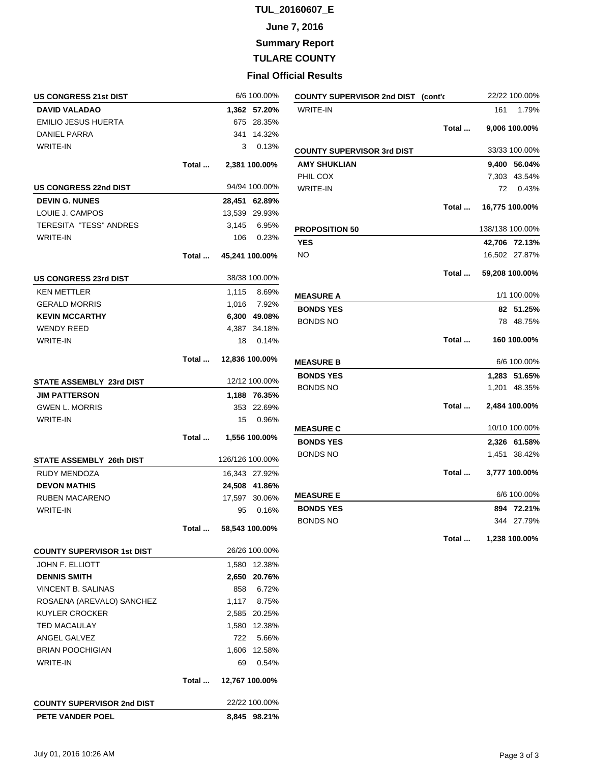# TUL_20160607_E

**June 7, 2016**

**Summary Report**

**TULARE COUNTY**

**Final Official Results**

| US CONGRESS 21st DIST | | 6/6 100.00% |
|---|---|---|
| **DAVID VALADAO** | **1,362** | **57.20%** |
| EMILIO JESUS HUERTA | 675 | 28.35% |
| DANIEL PARRA | 341 | 14.32% |
| WRITE-IN | 3 | 0.13% |
| **Total ...** | **2,381** | **100.00%** |

| US CONGRESS 22nd DIST | | 94/94 100.00% |
|---|---|---|
| **DEVIN G. NUNES** | **28,451** | **62.89%** |
| LOUIE J. CAMPOS | 13,539 | 29.93% |
| TERESITA "TESS" ANDRES | 3,145 | 6.95% |
| WRITE-IN | 106 | 0.23% |
| **Total ...** | **45,241** | **100.00%** |

| US CONGRESS 23rd DIST | | 38/38 100.00% |
|---|---|---|
| KEN METTLER | 1,115 | 8.69% |
| GERALD MORRIS | 1,016 | 7.92% |
| **KEVIN MCCARTHY** | **6,300** | **49.08%** |
| WENDY REED | 4,387 | 34.18% |
| WRITE-IN | 18 | 0.14% |
| **Total ...** | **12,836** | **100.00%** |

| STATE ASSEMBLY 23rd DIST | | 12/12 100.00% |
|---|---|---|
| **JIM PATTERSON** | **1,188** | **76.35%** |
| GWEN L. MORRIS | 353 | 22.69% |
| WRITE-IN | 15 | 0.96% |
| **Total ...** | **1,556** | **100.00%** |

| STATE ASSEMBLY 26th DIST | | 126/126 100.00% |
|---|---|---|
| RUDY MENDOZA | 16,343 | 27.92% |
| **DEVON MATHIS** | **24,508** | **41.86%** |
| RUBEN MACARENO | 17,597 | 30.06% |
| WRITE-IN | 95 | 0.16% |
| **Total ...** | **58,543** | **100.00%** |

| COUNTY SUPERVISOR 1st DIST | | 26/26 100.00% |
|---|---|---|
| JOHN F. ELLIOTT | 1,580 | 12.38% |
| **DENNIS SMITH** | **2,650** | **20.76%** |
| VINCENT B. SALINAS | 858 | 6.72% |
| ROSAENA (AREVALO) SANCHEZ | 1,117 | 8.75% |
| KUYLER CROCKER | 2,585 | 20.25% |
| TED MACAULAY | 1,580 | 12.38% |
| ANGEL GALVEZ | 722 | 5.66% |
| BRIAN POOCHIGIAN | 1,606 | 12.58% |
| WRITE-IN | 69 | 0.54% |
| **Total ...** | **12,767** | **100.00%** |

| COUNTY SUPERVISOR 2nd DIST | | 22/22 100.00% |
|---|---|---|
| **PETE VANDER POEL** | **8,845** | **98.21%** |
| WRITE-IN | 161 | 1.79% |
| **Total ...** | **9,006** | **100.00%** |

| COUNTY SUPERVISOR 3rd DIST | | 33/33 100.00% |
|---|---|---|
| **AMY SHUKLIAN** | **9,400** | **56.04%** |
| PHIL COX | 7,303 | 43.54% |
| WRITE-IN | 72 | 0.43% |
| **Total ...** | **16,775** | **100.00%** |

| PROPOSITION 50 | | 138/138 100.00% |
|---|---|---|
| **YES** | **42,706** | **72.13%** |
| NO | 16,502 | 27.87% |
| **Total ...** | **59,208** | **100.00%** |

| MEASURE A | | 1/1 100.00% |
|---|---|---|
| **BONDS YES** | **82** | **51.25%** |
| BONDS NO | 78 | 48.75% |
| **Total ...** | **160** | **100.00%** |

| MEASURE B | | 6/6 100.00% |
|---|---|---|
| **BONDS YES** | **1,283** | **51.65%** |
| BONDS NO | 1,201 | 48.35% |
| **Total ...** | **2,484** | **100.00%** |

| MEASURE C | | 10/10 100.00% |
|---|---|---|
| **BONDS YES** | **2,326** | **61.58%** |
| BONDS NO | 1,451 | 38.42% |
| **Total ...** | **3,777** | **100.00%** |

| MEASURE E | | 6/6 100.00% |
|---|---|---|
| **BONDS YES** | **894** | **72.21%** |
| BONDS NO | 344 | 27.79% |
| **Total ...** | **1,238** | **100.00%** |

July 01, 2016 10:26 AM